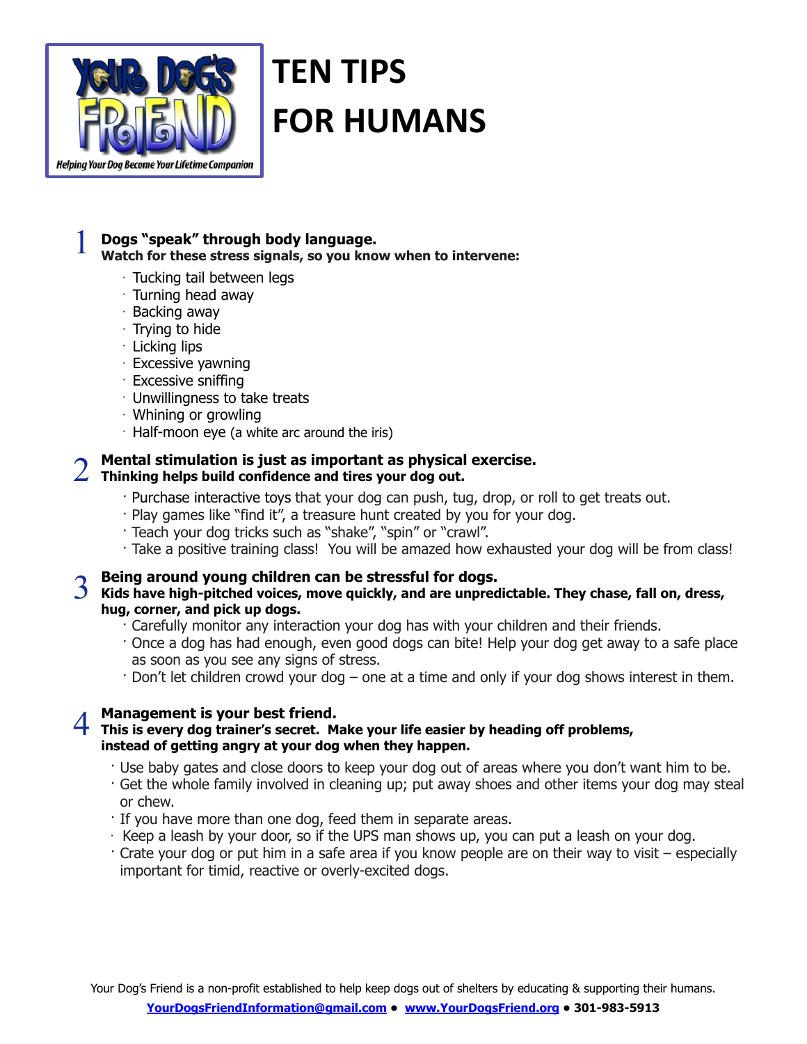YOUR DOG'S FRIEND

Helping Your Dog Become Your Lifetime Companion

# TEN TIPS FOR HUMANS

## 1 Dogs "speak" through body language.

**Watch for these stress signals, so you know when to intervene:**

- Tucking tail between legs
- Turning head away
- Backing away
- Trying to hide
- Licking lips
- Excessive yawning
- Excessive sniffing
- Unwillingness to take treats
- Whining or growling
- Half-moon eye (a white arc around the iris)

## 2 Mental stimulation is just as important as physical exercise.

**Thinking helps build confidence and tires your dog out.**

- Purchase interactive toys that your dog can push, tug, drop, or roll to get treats out.
- Play games like "find it", a treasure hunt created by you for your dog.
- Teach your dog tricks such as "shake", "spin" or "crawl".
- Take a positive training class! You will be amazed how exhausted your dog will be from class!

## 3 Being around young children can be stressful for dogs.

**Kids have high-pitched voices, move quickly, and are unpredictable. They chase, fall on, dress, hug, corner, and pick up dogs.**

- Carefully monitor any interaction your dog has with your children and their friends.
- Once a dog has had enough, even good dogs can bite! Help your dog get away to a safe place as soon as you see any signs of stress.
- Don't let children crowd your dog – one at a time and only if your dog shows interest in them.

## 4 Management is your best friend.

**This is every dog trainer's secret. Make your life easier by heading off problems, instead of getting angry at your dog when they happen.**

- Use baby gates and close doors to keep your dog out of areas where you don't want him to be.
- Get the whole family involved in cleaning up; put away shoes and other items your dog may steal or chew.
- If you have more than one dog, feed them in separate areas.
- Keep a leash by your door, so if the UPS man shows up, you can put a leash on your dog.
- Crate your dog or put him in a safe area if you know people are on their way to visit – especially important for timid, reactive or overly-excited dogs.

Your Dog's Friend is a non-profit established to help keep dogs out of shelters by educating & supporting their humans.

**YourDogsFriendInformation@gmail.com • www.YourDogsFriend.org • 301-983-5913**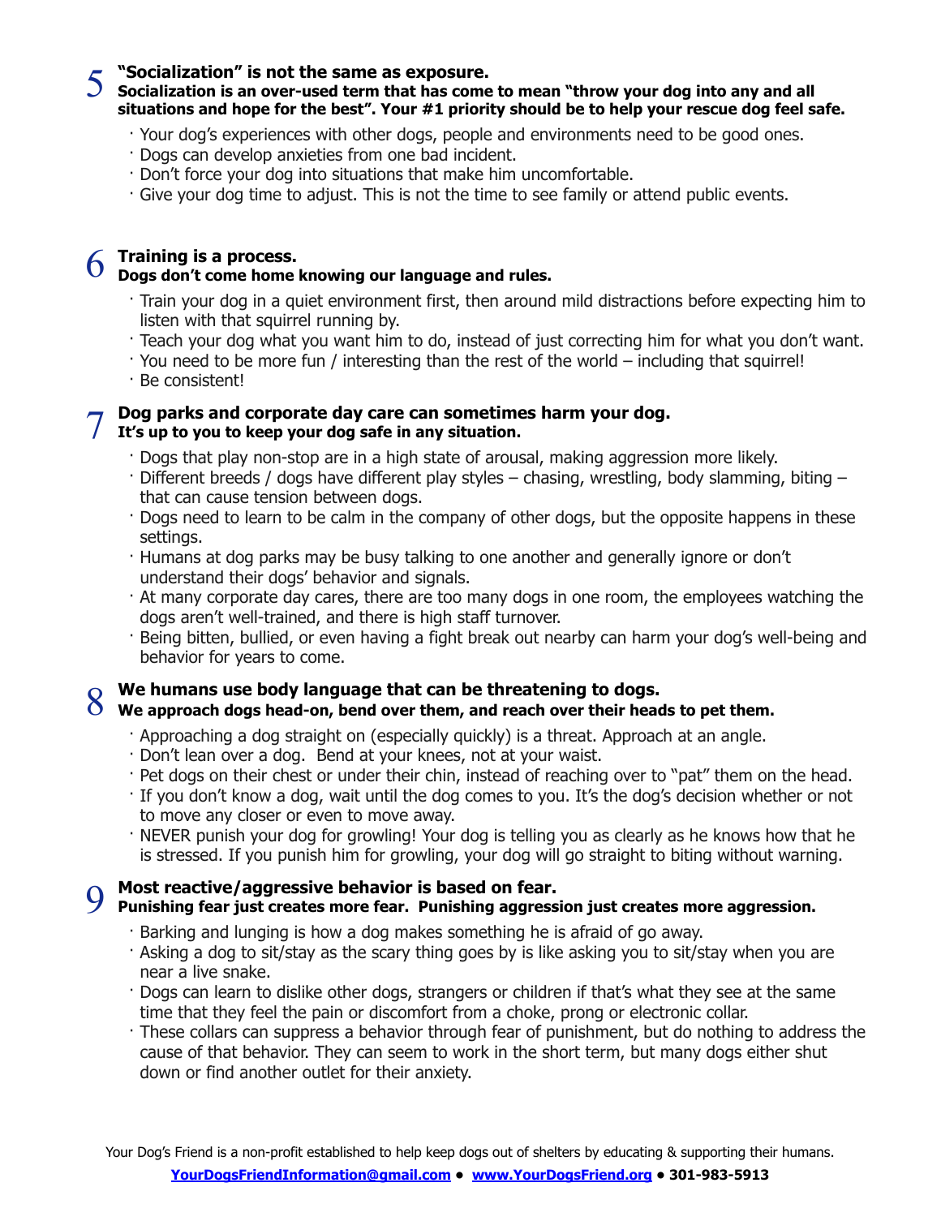## 5 "Socialization" is not the same as exposure.

**Socialization is an over-used term that has come to mean "throw your dog into any and all situations and hope for the best". Your #1 priority should be to help your rescue dog feel safe.**

- Your dog's experiences with other dogs, people and environments need to be good ones.
- Dogs can develop anxieties from one bad incident.
- Don't force your dog into situations that make him uncomfortable.
- Give your dog time to adjust. This is not the time to see family or attend public events.

## 6 Training is a process.

**Dogs don't come home knowing our language and rules.**

- Train your dog in a quiet environment first, then around mild distractions before expecting him to listen with that squirrel running by.
- Teach your dog what you want him to do, instead of just correcting him for what you don't want.
- You need to be more fun / interesting than the rest of the world – including that squirrel!
- Be consistent!

## 7 Dog parks and corporate day care can sometimes harm your dog.

**It's up to you to keep your dog safe in any situation.**

- Dogs that play non-stop are in a high state of arousal, making aggression more likely.
- Different breeds / dogs have different play styles – chasing, wrestling, body slamming, biting – that can cause tension between dogs.
- Dogs need to learn to be calm in the company of other dogs, but the opposite happens in these settings.
- Humans at dog parks may be busy talking to one another and generally ignore or don't understand their dogs' behavior and signals.
- At many corporate day cares, there are too many dogs in one room, the employees watching the dogs aren't well-trained, and there is high staff turnover.
- Being bitten, bullied, or even having a fight break out nearby can harm your dog's well-being and behavior for years to come.

## 8 We humans use body language that can be threatening to dogs.

**We approach dogs head-on, bend over them, and reach over their heads to pet them.**

- Approaching a dog straight on (especially quickly) is a threat. Approach at an angle.
- Don't lean over a dog. Bend at your knees, not at your waist.
- Pet dogs on their chest or under their chin, instead of reaching over to "pat" them on the head.
- If you don't know a dog, wait until the dog comes to you. It's the dog's decision whether or not to move any closer or even to move away.
- NEVER punish your dog for growling! Your dog is telling you as clearly as he knows how that he is stressed. If you punish him for growling, your dog will go straight to biting without warning.

## 9 Most reactive/aggressive behavior is based on fear.

**Punishing fear just creates more fear. Punishing aggression just creates more aggression.**

- Barking and lunging is how a dog makes something he is afraid of go away.
- Asking a dog to sit/stay as the scary thing goes by is like asking you to sit/stay when you are near a live snake.
- Dogs can learn to dislike other dogs, strangers or children if that's what they see at the same time that they feel the pain or discomfort from a choke, prong or electronic collar.
- These collars can suppress a behavior through fear of punishment, but do nothing to address the cause of that behavior. They can seem to work in the short term, but many dogs either shut down or find another outlet for their anxiety.

Your Dog's Friend is a non-profit established to help keep dogs out of shelters by educating & supporting their humans.

**YourDogsFriendInformation@gmail.com • www.YourDogsFriend.org • 301-983-5913**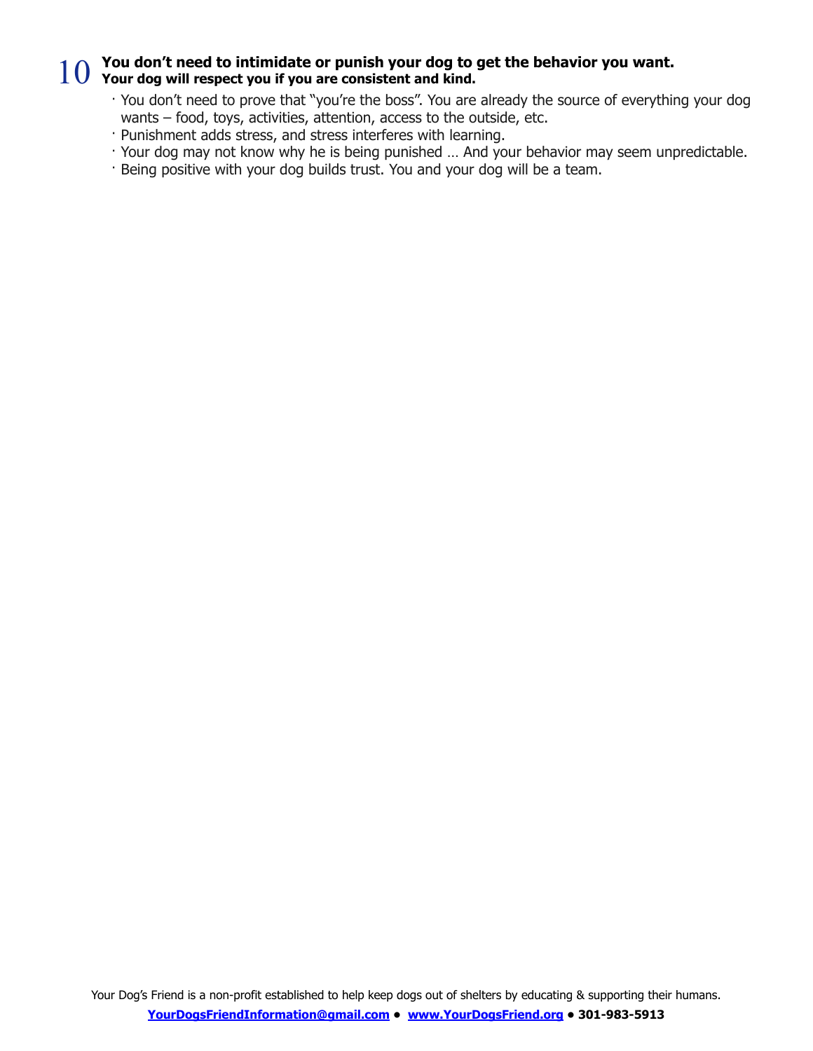## 10 You don't need to intimidate or punish your dog to get the behavior you want. Your dog will respect you if you are consistent and kind.

- You don't need to prove that "you're the boss". You are already the source of everything your dog wants – food, toys, activities, attention, access to the outside, etc.
- Punishment adds stress, and stress interferes with learning.
- Your dog may not know why he is being punished … And your behavior may seem unpredictable.
- Being positive with your dog builds trust. You and your dog will be a team.

Your Dog's Friend is a non-profit established to help keep dogs out of shelters by educating & supporting their humans.

**[YourDogsFriendInformation@gmail.com](mailto:YourDogsFriendInformation@gmail.com) • [www.YourDogsFriend.org](http://www.YourDogsFriend.org) • 301-983-5913**